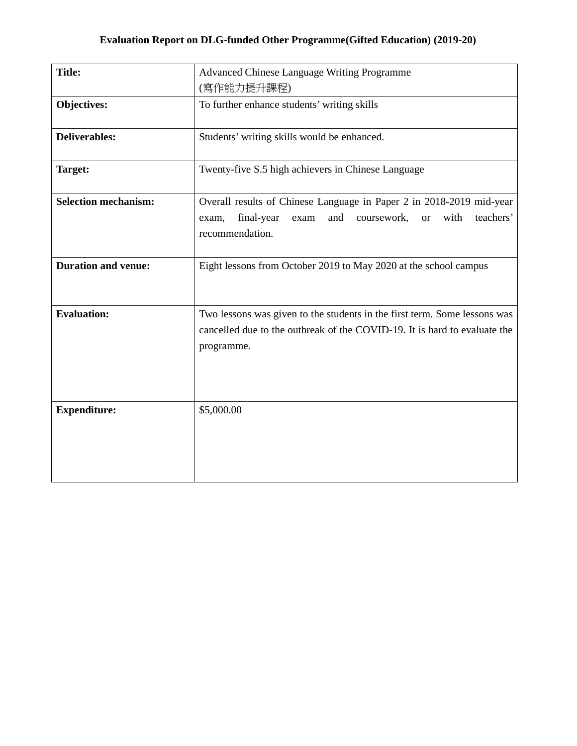# Evaluation Report on DLG-funded Other Programme(Gifted Education) (2019-20)

| | |
|---|---|
| **Title:** | Advanced Chinese Language Writing Programme (寫作能力提升課程) |
| **Objectives:** | To further enhance students' writing skills |
| **Deliverables:** | Students' writing skills would be enhanced. |
| **Target:** | Twenty-five S.5 high achievers in Chinese Language |
| **Selection mechanism:** | Overall results of Chinese Language in Paper 2 in 2018-2019 mid-year exam, final-year exam and coursework, or with teachers' recommendation. |
| **Duration and venue:** | Eight lessons from October 2019 to May 2020 at the school campus |
| **Evaluation:** | Two lessons was given to the students in the first term. Some lessons was cancelled due to the outbreak of the COVID-19. It is hard to evaluate the programme. |
| **Expenditure:** | $5,000.00 |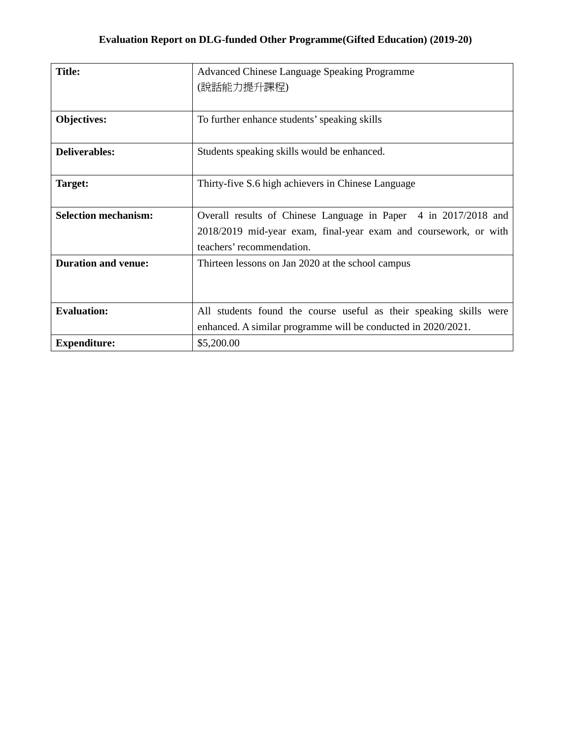**Evaluation Report on DLG-funded Other Programme(Gifted Education) (2019-20)**

| | |
|---|---|
| **Title:** | Advanced Chinese Language Speaking Programme (說話能力提升課程) |
| **Objectives:** | To further enhance students' speaking skills |
| **Deliverables:** | Students speaking skills would be enhanced. |
| **Target:** | Thirty-five S.6 high achievers in Chinese Language |
| **Selection mechanism:** | Overall results of Chinese Language in Paper 4 in 2017/2018 and 2018/2019 mid-year exam, final-year exam and coursework, or with teachers' recommendation. |
| **Duration and venue:** | Thirteen lessons on Jan 2020 at the school campus |
| **Evaluation:** | All students found the course useful as their speaking skills were enhanced. A similar programme will be conducted in 2020/2021. |
| **Expenditure:** | $5,200.00 |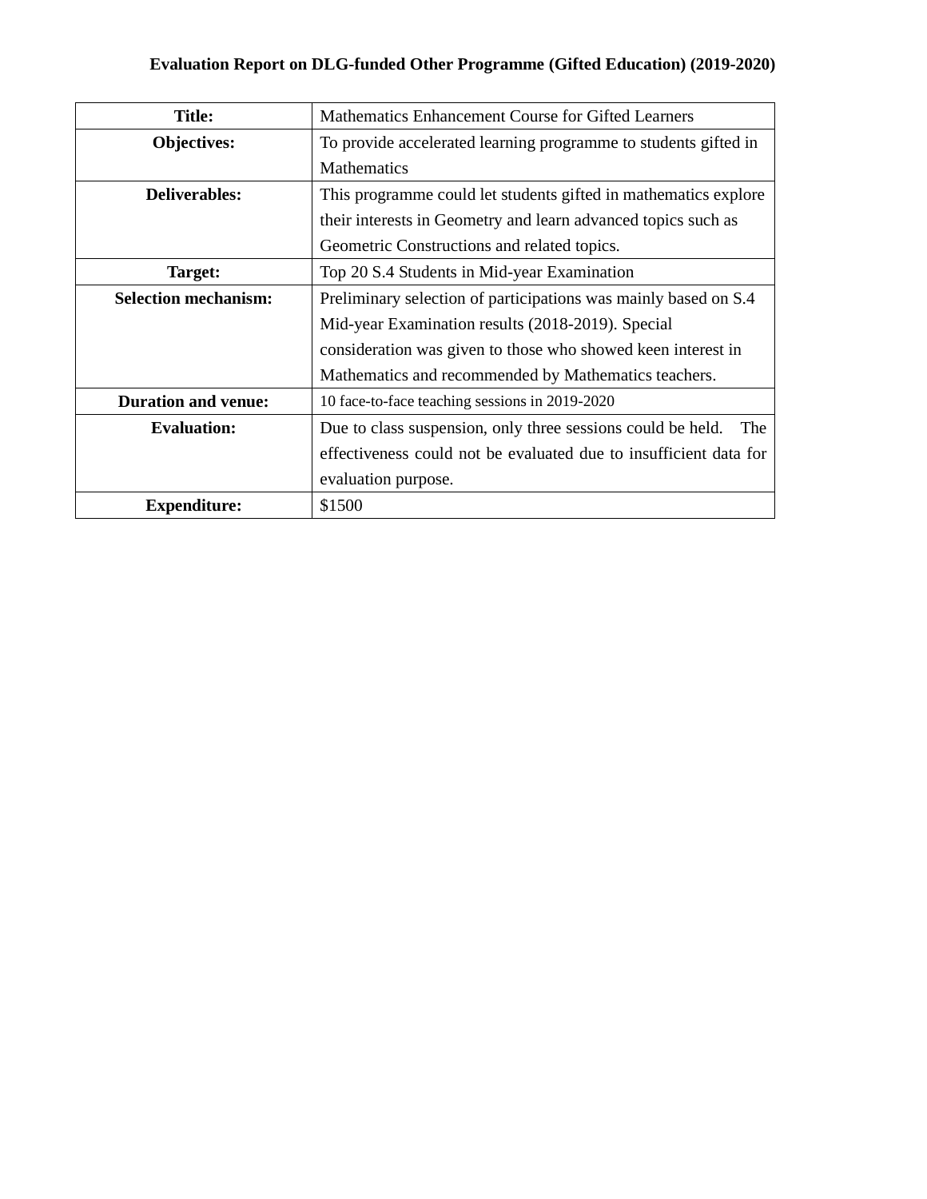**Evaluation Report on DLG-funded Other Programme (Gifted Education) (2019-2020)**

| **Title:** | Mathematics Enhancement Course for Gifted Learners |
|---|---|
| **Objectives:** | To provide accelerated learning programme to students gifted in Mathematics |
| **Deliverables:** | This programme could let students gifted in mathematics explore their interests in Geometry and learn advanced topics such as Geometric Constructions and related topics. |
| **Target:** | Top 20 S.4 Students in Mid-year Examination |
| **Selection mechanism:** | Preliminary selection of participations was mainly based on S.4 Mid-year Examination results (2018-2019). Special consideration was given to those who showed keen interest in Mathematics and recommended by Mathematics teachers. |
| **Duration and venue:** | 10 face-to-face teaching sessions in 2019-2020 |
| **Evaluation:** | Due to class suspension, only three sessions could be held. The effectiveness could not be evaluated due to insufficient data for evaluation purpose. |
| **Expenditure:** | $1500 |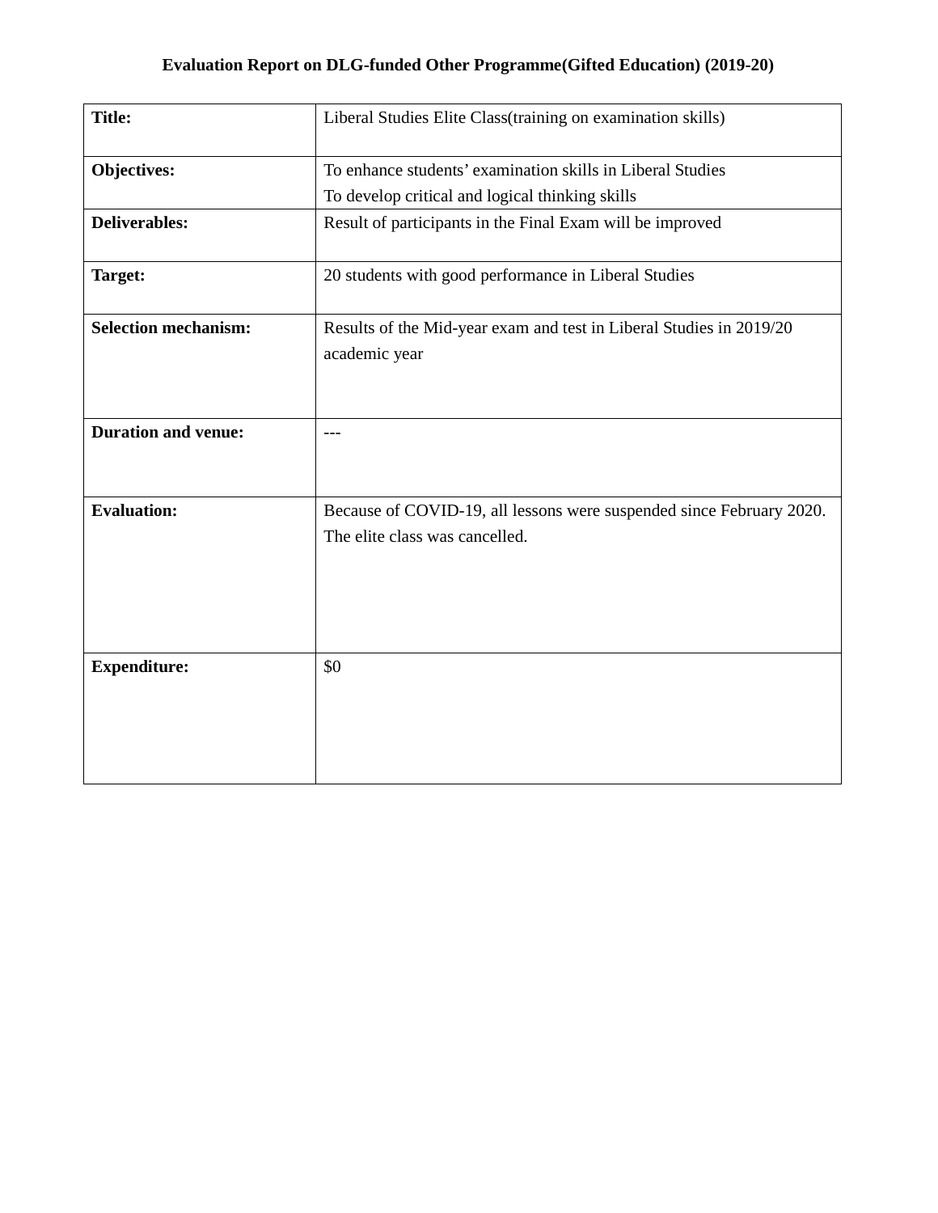# Evaluation Report on DLG-funded Other Programme(Gifted Education) (2019-20)

| | |
|---|---|
| **Title:** | Liberal Studies Elite Class(training on examination skills) |
| **Objectives:** | To enhance students' examination skills in Liberal Studies<br>To develop critical and logical thinking skills |
| **Deliverables:** | Result of participants in the Final Exam will be improved |
| **Target:** | 20 students with good performance in Liberal Studies |
| **Selection mechanism:** | Results of the Mid-year exam and test in Liberal Studies in 2019/20 academic year |
| **Duration and venue:** | --- |
| **Evaluation:** | Because of COVID-19, all lessons were suspended since February 2020. The elite class was cancelled. |
| **Expenditure:** | $0 |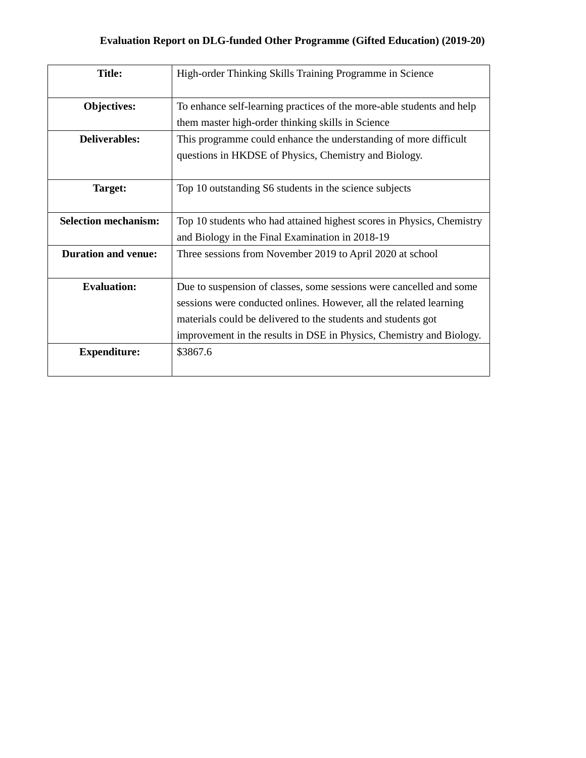**Evaluation Report on DLG-funded Other Programme (Gifted Education) (2019-20)**

| | |
|---|---|
| **Title:** | High-order Thinking Skills Training Programme in Science |
| **Objectives:** | To enhance self-learning practices of the more-able students and help them master high-order thinking skills in Science |
| **Deliverables:** | This programme could enhance the understanding of more difficult questions in HKDSE of Physics, Chemistry and Biology. |
| **Target:** | Top 10 outstanding S6 students in the science subjects |
| **Selection mechanism:** | Top 10 students who had attained highest scores in Physics, Chemistry and Biology in the Final Examination in 2018-19 |
| **Duration and venue:** | Three sessions from November 2019 to April 2020 at school |
| **Evaluation:** | Due to suspension of classes, some sessions were cancelled and some sessions were conducted onlines. However, all the related learning materials could be delivered to the students and students got improvement in the results in DSE in Physics, Chemistry and Biology. |
| **Expenditure:** | $3867.6 |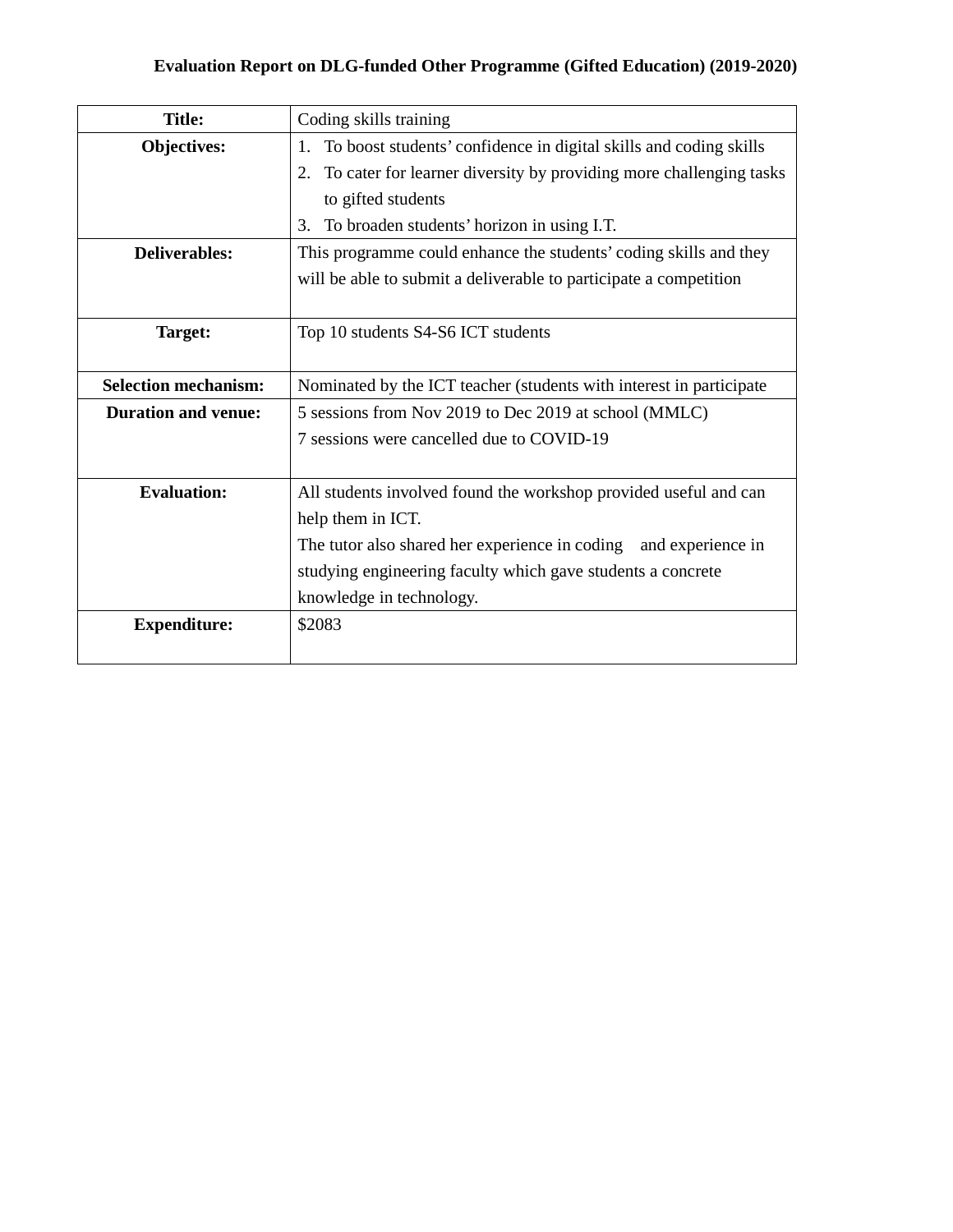# Evaluation Report on DLG-funded Other Programme (Gifted Education) (2019-2020)

| | |
|---|---|
| **Title:** | Coding skills training |
| **Objectives:** | 1. To boost students' confidence in digital skills and coding skills<br>2. To cater for learner diversity by providing more challenging tasks to gifted students<br>3. To broaden students' horizon in using I.T. |
| **Deliverables:** | This programme could enhance the students' coding skills and they will be able to submit a deliverable to participate a competition |
| **Target:** | Top 10 students S4-S6 ICT students |
| **Selection mechanism:** | Nominated by the ICT teacher (students with interest in participate |
| **Duration and venue:** | 5 sessions from Nov 2019 to Dec 2019 at school (MMLC)<br>7 sessions were cancelled due to COVID-19 |
| **Evaluation:** | All students involved found the workshop provided useful and can help them in ICT.<br>The tutor also shared her experience in coding and experience in studying engineering faculty which gave students a concrete knowledge in technology. |
| **Expenditure:** | $2083 |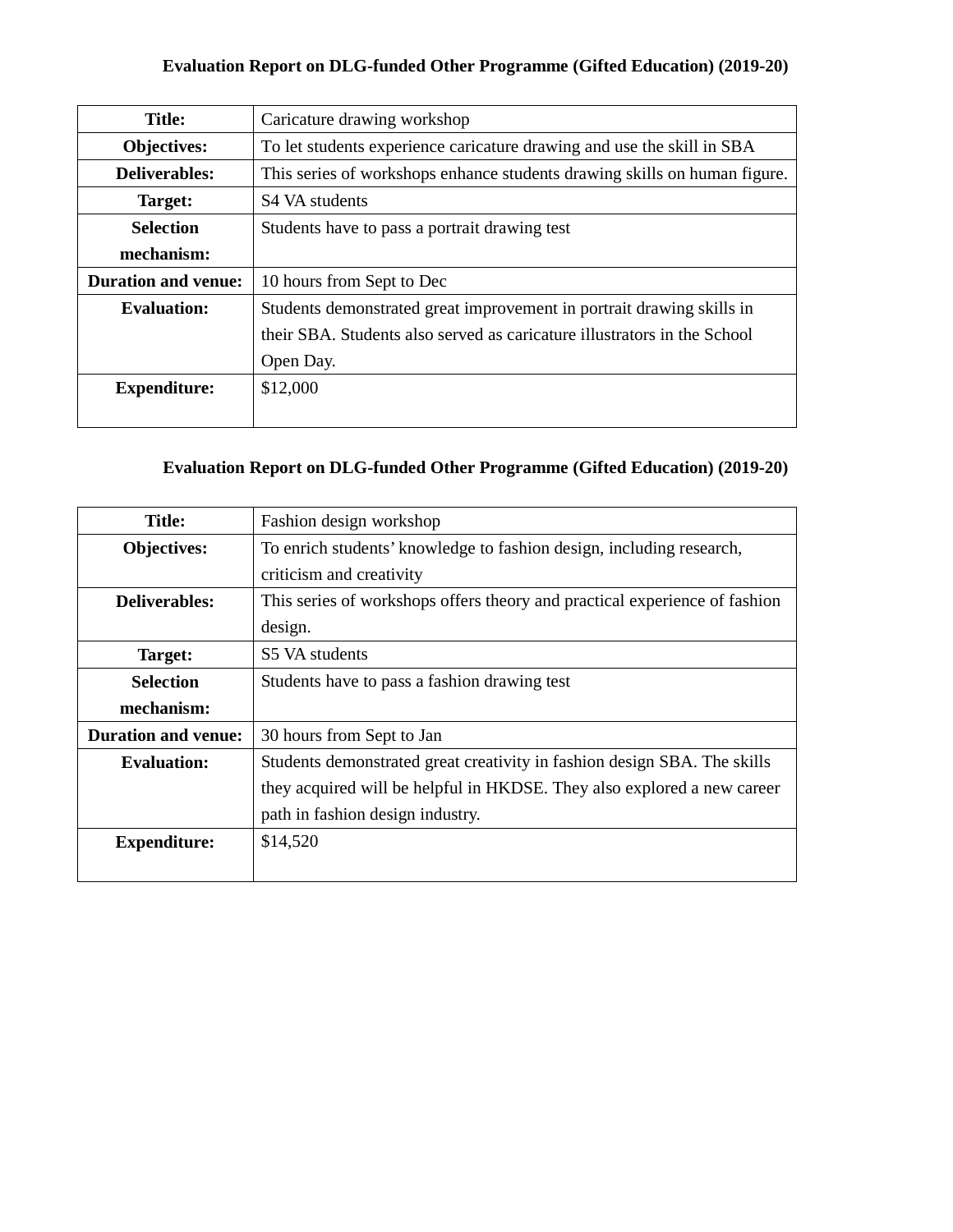**Evaluation Report on DLG-funded Other Programme (Gifted Education) (2019-20)**

| | |
|---|---|
| **Title:** | Caricature drawing workshop |
| **Objectives:** | To let students experience caricature drawing and use the skill in SBA |
| **Deliverables:** | This series of workshops enhance students drawing skills on human figure. |
| **Target:** | S4 VA students |
| **Selection mechanism:** | Students have to pass a portrait drawing test |
| **Duration and venue:** | 10 hours from Sept to Dec |
| **Evaluation:** | Students demonstrated great improvement in portrait drawing skills in their SBA. Students also served as caricature illustrators in the School Open Day. |
| **Expenditure:** | $12,000 |

**Evaluation Report on DLG-funded Other Programme (Gifted Education) (2019-20)**

| | |
|---|---|
| **Title:** | Fashion design workshop |
| **Objectives:** | To enrich students' knowledge to fashion design, including research, criticism and creativity |
| **Deliverables:** | This series of workshops offers theory and practical experience of fashion design. |
| **Target:** | S5 VA students |
| **Selection mechanism:** | Students have to pass a fashion drawing test |
| **Duration and venue:** | 30 hours from Sept to Jan |
| **Evaluation:** | Students demonstrated great creativity in fashion design SBA. The skills they acquired will be helpful in HKDSE. They also explored a new career path in fashion design industry. |
| **Expenditure:** | $14,520 |